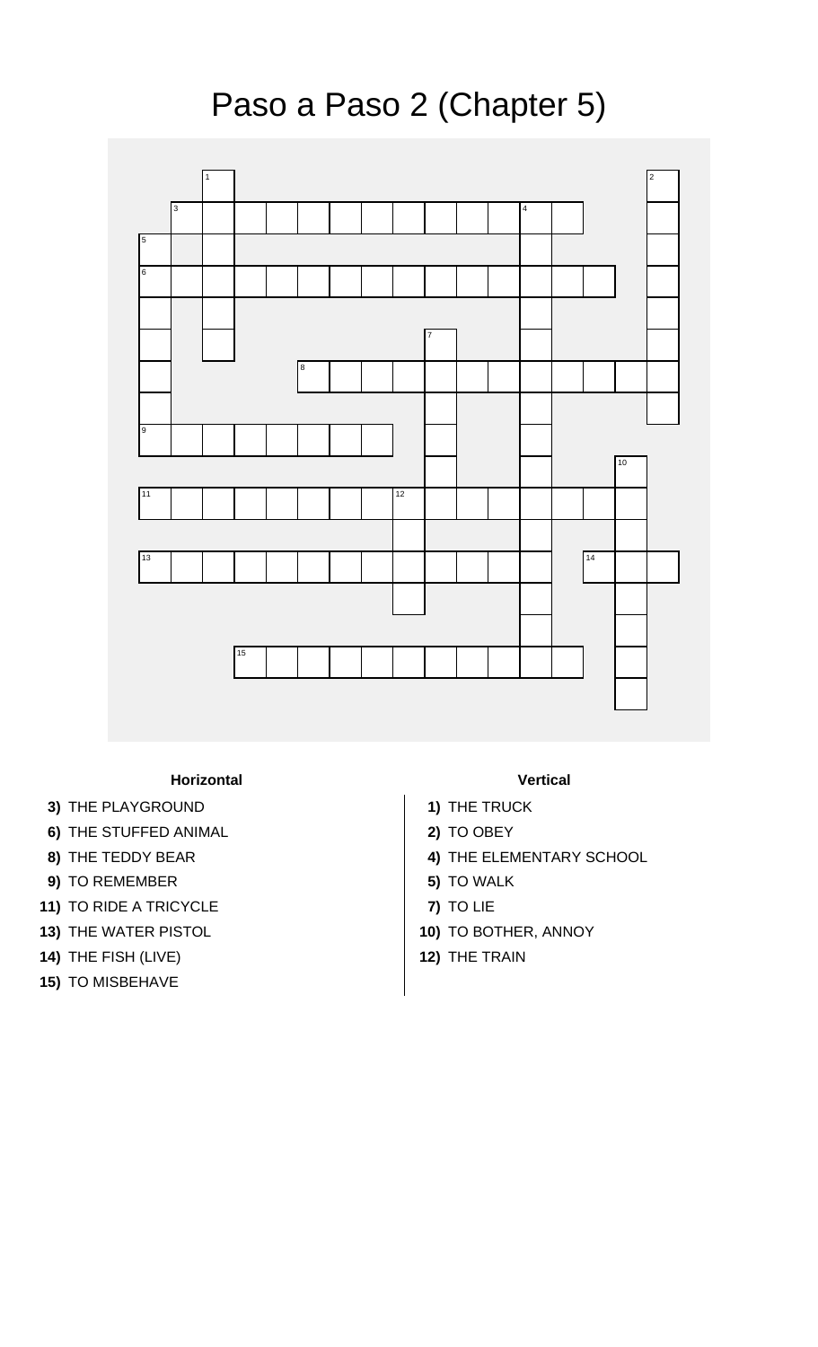# Paso a Paso 2 (Chapter 5)

### Horizontal

**3)** THE PLAYGROUND

**6)** THE STUFFED ANIMAL

**8)** THE TEDDY BEAR

**9)** TO REMEMBER

**11)** TO RIDE A TRICYCLE

**13)** THE WATER PISTOL

**14)** THE FISH (LIVE)

**15)** TO MISBEHAVE

### Vertical

**1)** THE TRUCK

**2)** TO OBEY

**4)** THE ELEMENTARY SCHOOL

**5)** TO WALK

**7)** TO LIE

**10)** TO BOTHER, ANNOY

**12)** THE TRAIN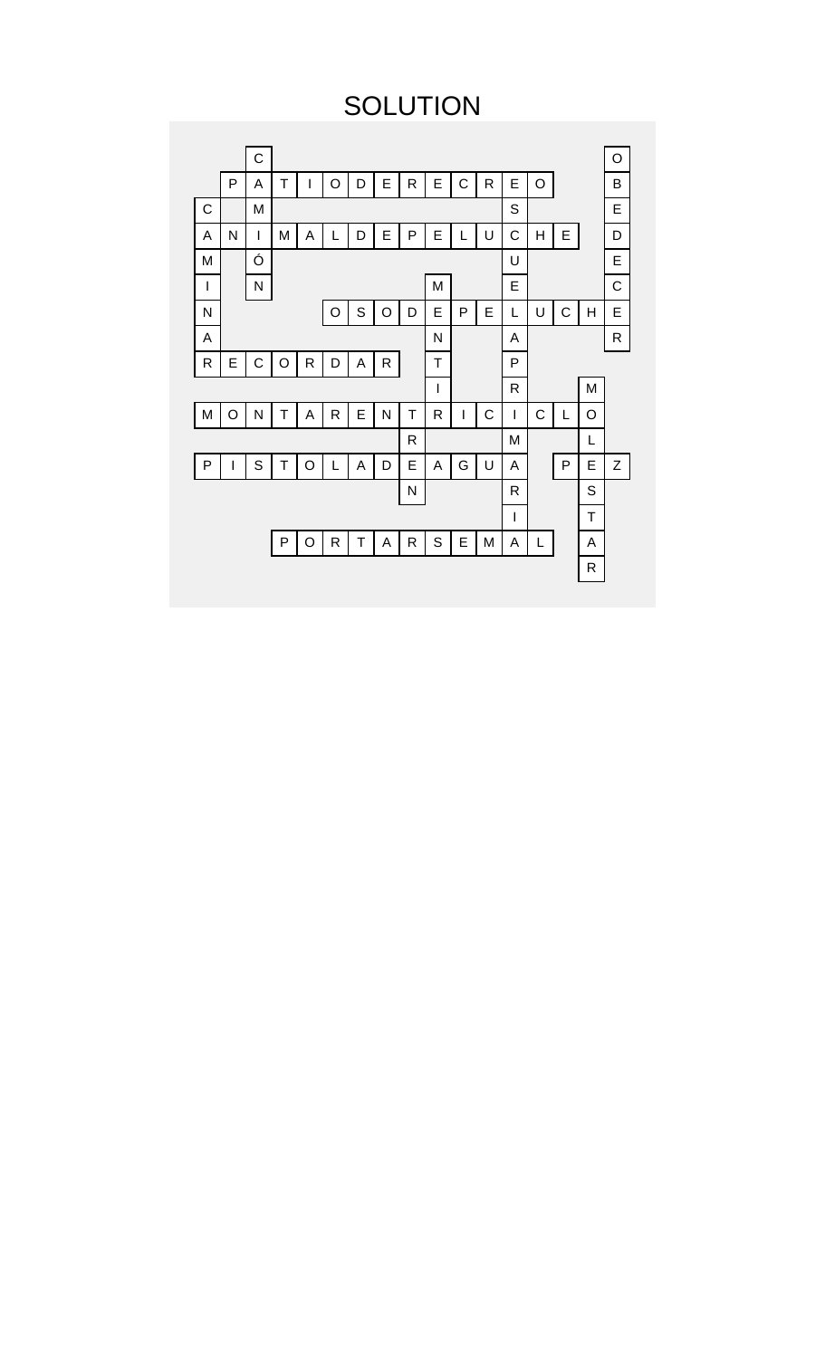# SOLUTION

| | | | | | | | | | | | | | | | | |
|---|---|---|---|---|---|---|---|---|---|---|---|---|---|---|---|---|
| | | C | | | | | | | | | | | | | | O |
| | P | A | T | I | O | D | E | R | E | C | R | E | O | | | B |
| C | | M | | | | | | | | | | S | | | | E |
| A | N | I | M | A | L | D | E | P | E | L | U | C | H | E | | D |
| M | | Ó | | | | | | | | | | U | | | | E |
| I | | N | | | | | | | M | | | E | | | | C |
| N | | | | | O | S | O | D | E | P | E | L | U | C | H | E |
| A | | | | | | | | | N | | | A | | | | R |
| R | E | C | O | R | D | A | R | | T | | | P | | | | |
| | | | | | | | | | I | | | R | | | M | |
| M | O | N | T | A | R | E | N | T | R | I | C | I | C | L | O | |
| | | | | | | | | R | | | | M | | | L | |
| P | I | S | T | O | L | A | D | E | A | G | U | A | | P | E | Z |
| | | | | | | | | N | | | | R | | | S | |
| | | | | | | | | | | | | I | | | T | |
| | | | P | O | R | T | A | R | S | E | M | A | L | | A | |
| | | | | | | | | | | | | | | | R | |